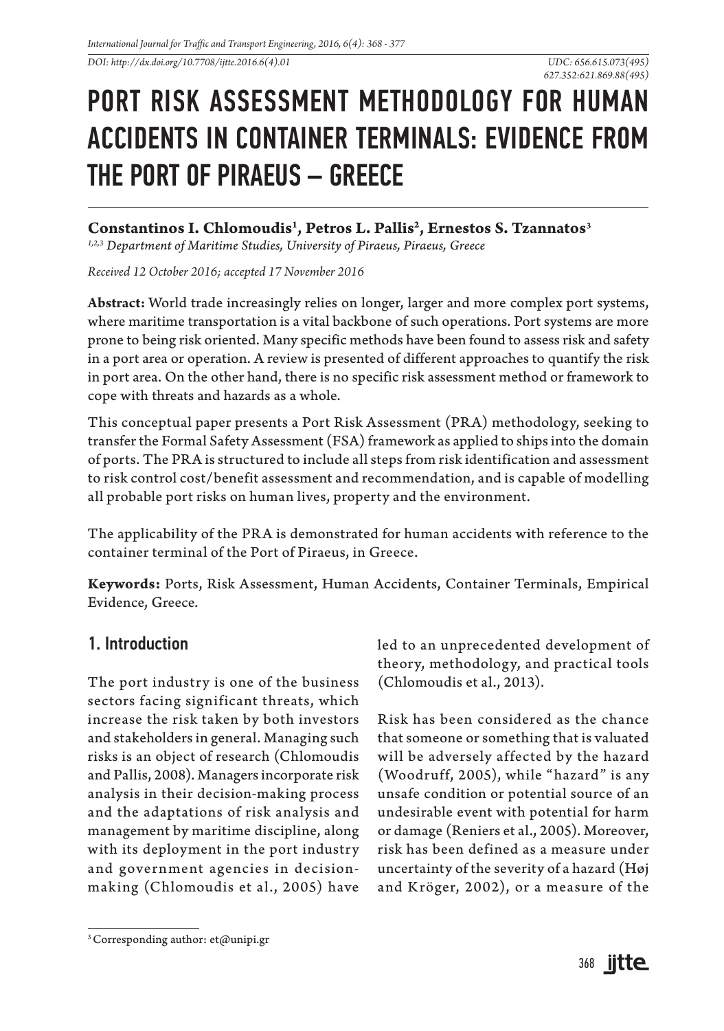DOI: http://dx.doi.org/10.7708/ijtte.2016.6(4).01

UDC: 656.615.073(495)
627.352:621.869.88(495)

# PORT RISK ASSESSMENT METHODOLOGY FOR HUMAN ACCIDENTS IN CONTAINER TERMINALS: EVIDENCE FROM THE PORT OF PIRAEUS – GREECE

**Constantinos I. Chlomoudis[1], Petros L. Pallis[2], Ernestos S. Tzannatos[3]**

*[1,2,3] Department of Maritime Studies, University of Piraeus, Piraeus, Greece*

*Received 12 October 2016; accepted 17 November 2016*

**Abstract:** World trade increasingly relies on longer, larger and more complex port systems, where maritime transportation is a vital backbone of such operations. Port systems are more prone to being risk oriented. Many specific methods have been found to assess risk and safety in a port area or operation. A review is presented of different approaches to quantify the risk in port area. On the other hand, there is no specific risk assessment method or framework to cope with threats and hazards as a whole.

This conceptual paper presents a Port Risk Assessment (PRA) methodology, seeking to transfer the Formal Safety Assessment (FSA) framework as applied to ships into the domain of ports. The PRA is structured to include all steps from risk identification and assessment to risk control cost/benefit assessment and recommendation, and is capable of modelling all probable port risks on human lives, property and the environment.

The applicability of the PRA is demonstrated for human accidents with reference to the container terminal of the Port of Piraeus, in Greece.

**Keywords:** Ports, Risk Assessment, Human Accidents, Container Terminals, Empirical Evidence, Greece.

## 1. Introduction

The port industry is one of the business sectors facing significant threats, which increase the risk taken by both investors and stakeholders in general. Managing such risks is an object of research (Chlomoudis and Pallis, 2008). Managers incorporate risk analysis in their decision-making process and the adaptations of risk analysis and management by maritime discipline, along with its deployment in the port industry and government agencies in decision-making (Chlomoudis et al., 2005) have led to an unprecedented development of theory, methodology, and practical tools (Chlomoudis et al., 2013).

Risk has been considered as the chance that someone or something that is valuated will be adversely affected by the hazard (Woodruff, 2005), while "hazard" is any unsafe condition or potential source of an undesirable event with potential for harm or damage (Reniers et al., 2005). Moreover, risk has been defined as a measure under uncertainty of the severity of a hazard (Høj and Kröger, 2002), or a measure of the

[3] Corresponding author: et@unipi.gr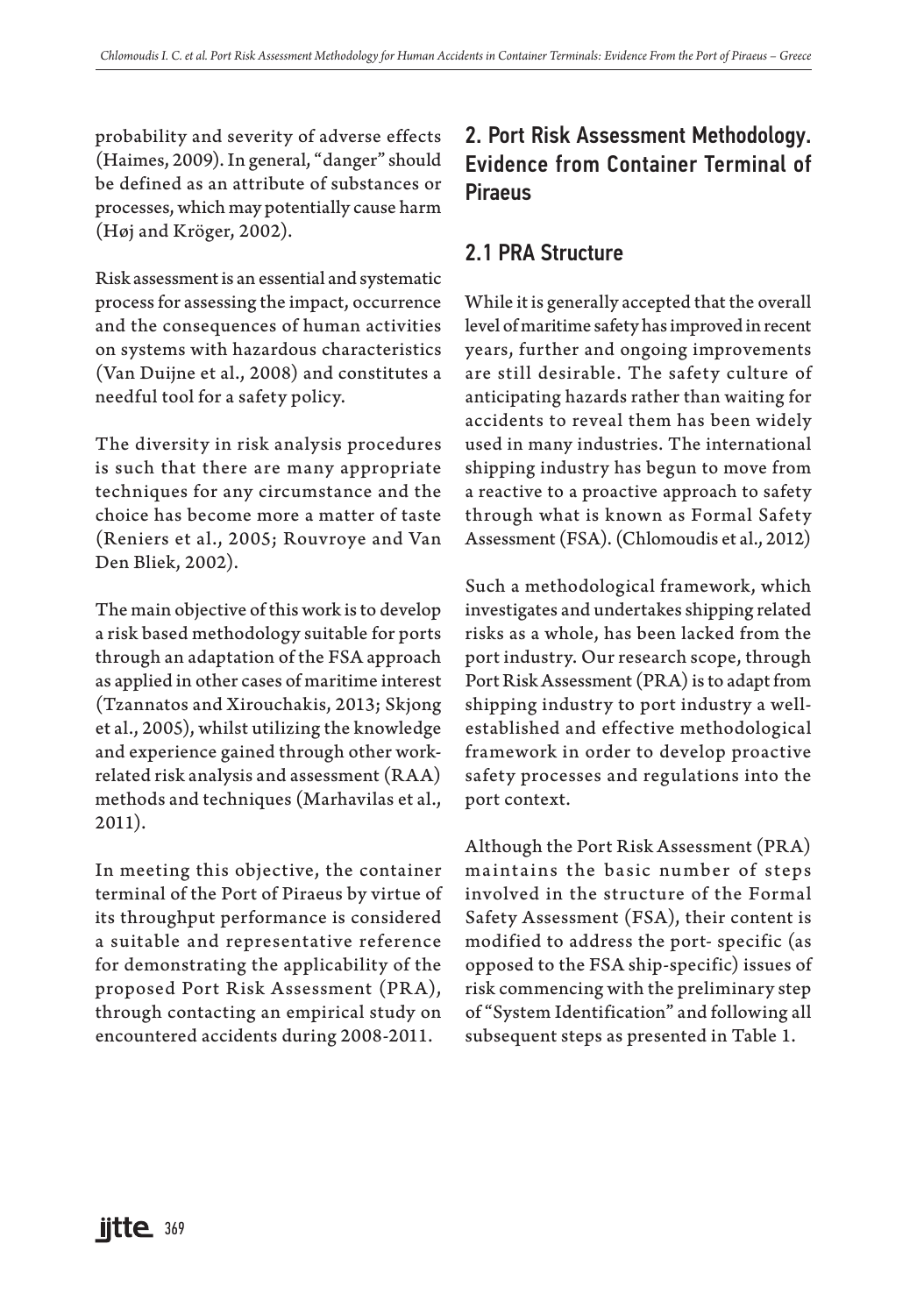probability and severity of adverse effects (Haimes, 2009). In general, "danger" should be defined as an attribute of substances or processes, which may potentially cause harm (Høj and Kröger, 2002).

Risk assessment is an essential and systematic process for assessing the impact, occurrence and the consequences of human activities on systems with hazardous characteristics (Van Duijne et al., 2008) and constitutes a needful tool for a safety policy.

The diversity in risk analysis procedures is such that there are many appropriate techniques for any circumstance and the choice has become more a matter of taste (Reniers et al., 2005; Rouvroye and Van Den Bliek, 2002).

The main objective of this work is to develop a risk based methodology suitable for ports through an adaptation of the FSA approach as applied in other cases of maritime interest (Tzannatos and Xirouchakis, 2013; Skjong et al., 2005), whilst utilizing the knowledge and experience gained through other work-related risk analysis and assessment (RAA) methods and techniques (Marhavilas et al., 2011).

In meeting this objective, the container terminal of the Port of Piraeus by virtue of its throughput performance is considered a suitable and representative reference for demonstrating the applicability of the proposed Port Risk Assessment (PRA), through contacting an empirical study on encountered accidents during 2008-2011.

## 2. Port Risk Assessment Methodology. Evidence from Container Terminal of Piraeus

### 2.1 PRA Structure

While it is generally accepted that the overall level of maritime safety has improved in recent years, further and ongoing improvements are still desirable. The safety culture of anticipating hazards rather than waiting for accidents to reveal them has been widely used in many industries. The international shipping industry has begun to move from a reactive to a proactive approach to safety through what is known as Formal Safety Assessment (FSA). (Chlomoudis et al., 2012)

Such a methodological framework, which investigates and undertakes shipping related risks as a whole, has been lacked from the port industry. Our research scope, through Port Risk Assessment (PRA) is to adapt from shipping industry to port industry a well-established and effective methodological framework in order to develop proactive safety processes and regulations into the port context.

Although the Port Risk Assessment (PRA) maintains the basic number of steps involved in the structure of the Formal Safety Assessment (FSA), their content is modified to address the port- specific (as opposed to the FSA ship-specific) issues of risk commencing with the preliminary step of "System Identification" and following all subsequent steps as presented in Table 1.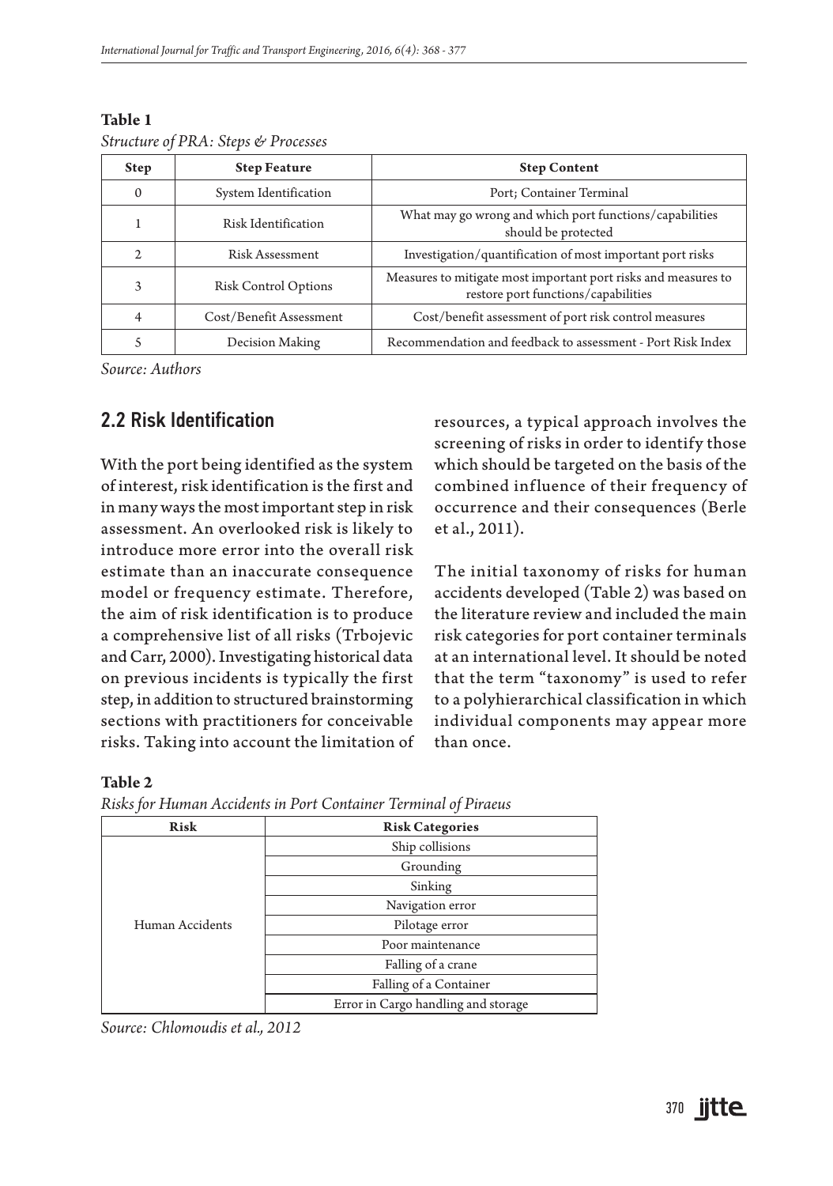**Table 1**

*Structure of PRA: Steps & Processes*

| Step | Step Feature | Step Content |
|---|---|---|
| 0 | System Identification | Port; Container Terminal |
| 1 | Risk Identification | What may go wrong and which port functions/capabilities should be protected |
| 2 | Risk Assessment | Investigation/quantification of most important port risks |
| 3 | Risk Control Options | Measures to mitigate most important port risks and measures to restore port functions/capabilities |
| 4 | Cost/Benefit Assessment | Cost/benefit assessment of port risk control measures |
| 5 | Decision Making | Recommendation and feedback to assessment - Port Risk Index |

*Source: Authors*

## 2.2 Risk Identification

With the port being identified as the system of interest, risk identification is the first and in many ways the most important step in risk assessment. An overlooked risk is likely to introduce more error into the overall risk estimate than an inaccurate consequence model or frequency estimate. Therefore, the aim of risk identification is to produce a comprehensive list of all risks (Trbojevic and Carr, 2000). Investigating historical data on previous incidents is typically the first step, in addition to structured brainstorming sections with practitioners for conceivable risks. Taking into account the limitation of resources, a typical approach involves the screening of risks in order to identify those which should be targeted on the basis of the combined influence of their frequency of occurrence and their consequences (Berle et al., 2011).

The initial taxonomy of risks for human accidents developed (Table 2) was based on the literature review and included the main risk categories for port container terminals at an international level. It should be noted that the term "taxonomy" is used to refer to a polyhierarchical classification in which individual components may appear more than once.

**Table 2**

*Risks for Human Accidents in Port Container Terminal of Piraeus*

| Risk | Risk Categories |
|---|---|
| Human Accidents | Ship collisions |
| | Grounding |
| | Sinking |
| | Navigation error |
| | Pilotage error |
| | Poor maintenance |
| | Falling of a crane |
| | Falling of a Container |
| | Error in Cargo handling and storage |

*Source: Chlomoudis et al., 2012*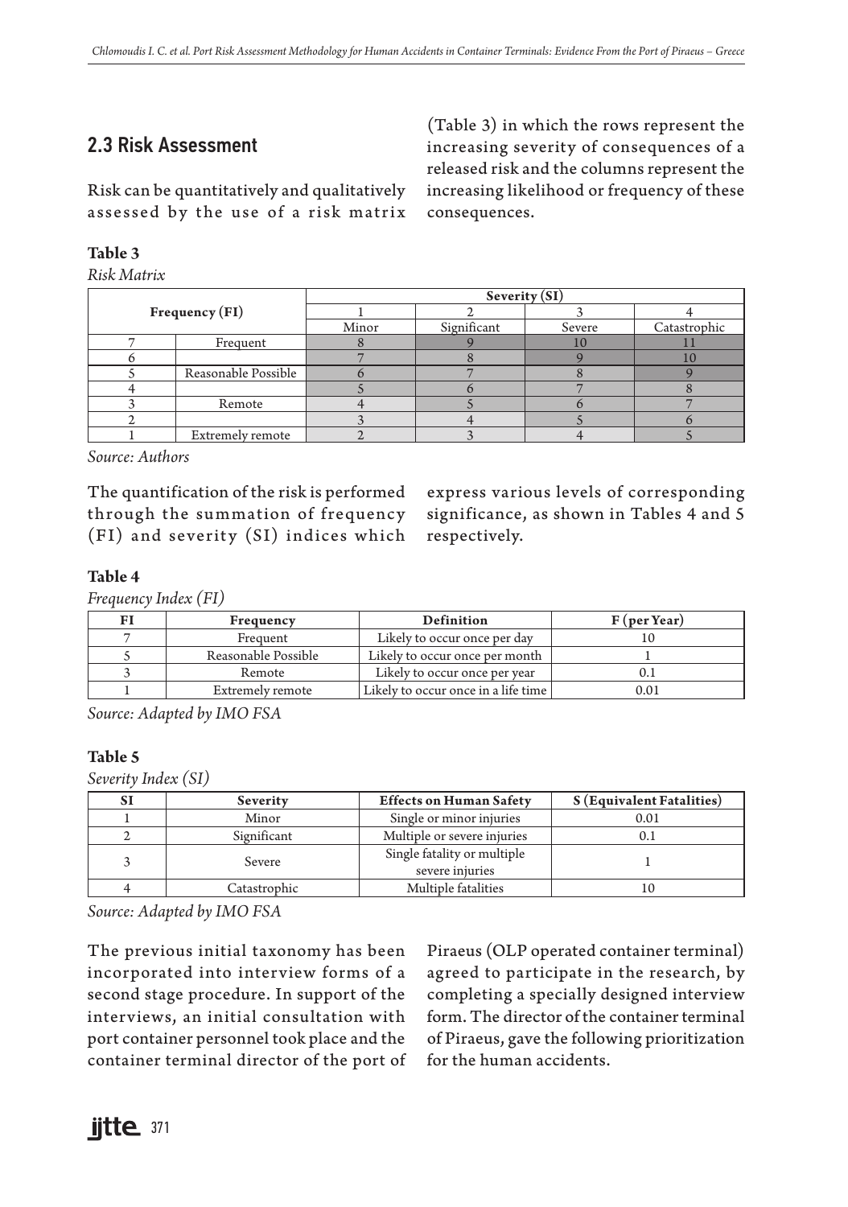## 2.3 Risk Assessment

Risk can be quantitatively and qualitatively assessed by the use of a risk matrix (Table 3) in which the rows represent the increasing severity of consequences of a released risk and the columns represent the increasing likelihood or frequency of these consequences.

**Table 3**

*Risk Matrix*

| Frequency (FI) | | Severity (SI) | | | |
|---|---|---|---|---|---|
| | | 1 | 2 | 3 | 4 |
| | | Minor | Significant | Severe | Catastrophic |
| 7 | Frequent | 8 | 9 | 10 | 11 |
| 6 | | 7 | 8 | 9 | 10 |
| 5 | Reasonable Possible | 6 | 7 | 8 | 9 |
| 4 | | 5 | 6 | 7 | 8 |
| 3 | Remote | 4 | 5 | 6 | 7 |
| 2 | | 3 | 4 | 5 | 6 |
| 1 | Extremely remote | 2 | 3 | 4 | 5 |

*Source: Authors*

The quantification of the risk is performed through the summation of frequency (FI) and severity (SI) indices which express various levels of corresponding significance, as shown in Tables 4 and 5 respectively.

**Table 4**

*Frequency Index (FI)*

| FI | Frequency | Definition | F (per Year) |
|---|---|---|---|
| 7 | Frequent | Likely to occur once per day | 10 |
| 5 | Reasonable Possible | Likely to occur once per month | 1 |
| 3 | Remote | Likely to occur once per year | 0.1 |
| 1 | Extremely remote | Likely to occur once in a life time | 0.01 |

*Source: Adapted by IMO FSA*

**Table 5**

*Severity Index (SI)*

| SI | Severity | Effects on Human Safety | S (Equivalent Fatalities) |
|---|---|---|---|
| 1 | Minor | Single or minor injuries | 0.01 |
| 2 | Significant | Multiple or severe injuries | 0.1 |
| 3 | Severe | Single fatality or multiple severe injuries | 1 |
| 4 | Catastrophic | Multiple fatalities | 10 |

*Source: Adapted by IMO FSA*

The previous initial taxonomy has been incorporated into interview forms of a second stage procedure. In support of the interviews, an initial consultation with port container personnel took place and the container terminal director of the port of Piraeus (OLP operated container terminal) agreed to participate in the research, by completing a specially designed interview form. The director of the container terminal of Piraeus, gave the following prioritization for the human accidents.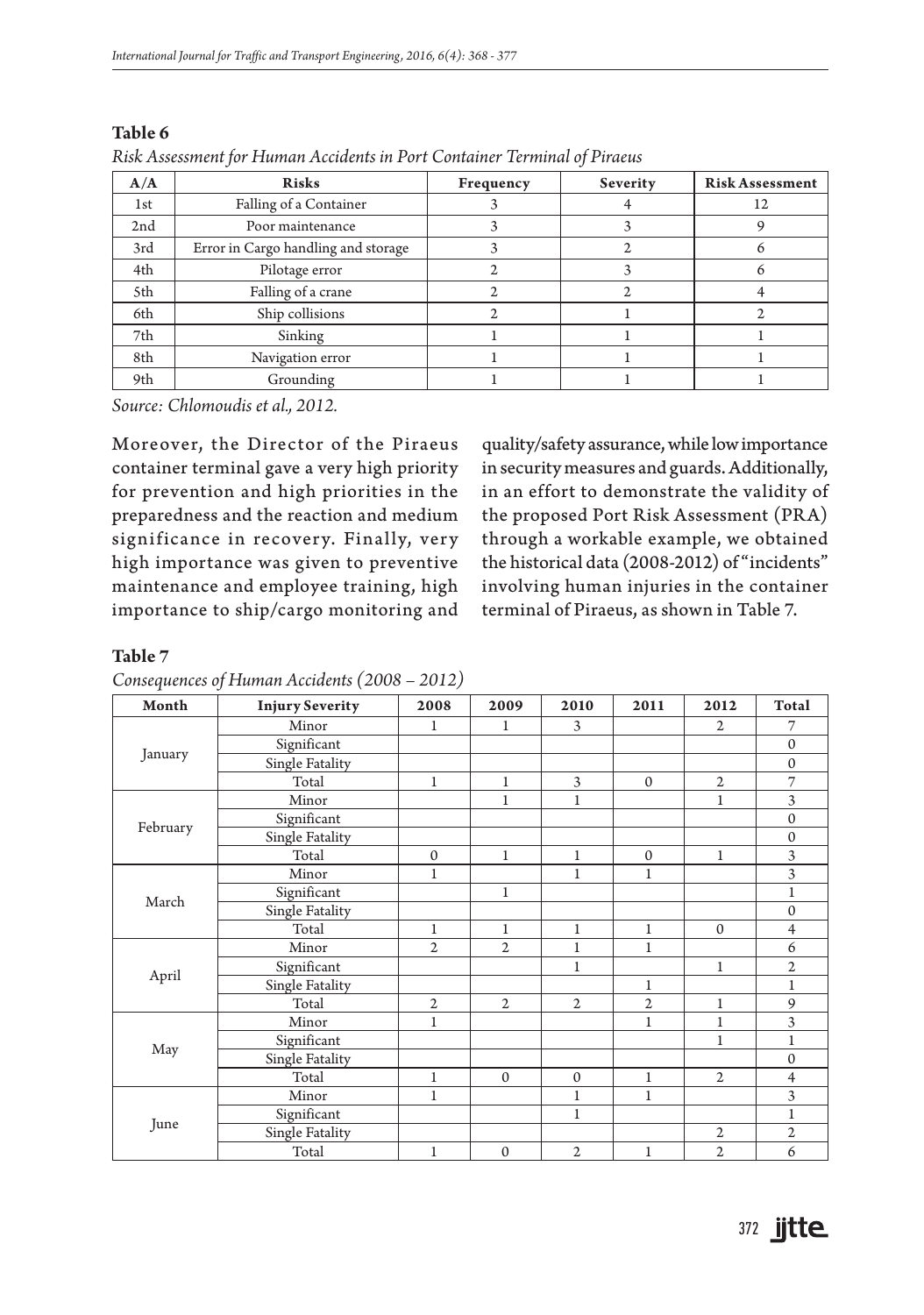**Table 6**

*Risk Assessment for Human Accidents in Port Container Terminal of Piraeus*

| A/A | Risks | Frequency | Severity | Risk Assessment |
|---|---|---|---|---|
| 1st | Falling of a Container | 3 | 4 | 12 |
| 2nd | Poor maintenance | 3 | 3 | 9 |
| 3rd | Error in Cargo handling and storage | 3 | 2 | 6 |
| 4th | Pilotage error | 2 | 3 | 6 |
| 5th | Falling of a crane | 2 | 2 | 4 |
| 6th | Ship collisions | 2 | 1 | 2 |
| 7th | Sinking | 1 | 1 | 1 |
| 8th | Navigation error | 1 | 1 | 1 |
| 9th | Grounding | 1 | 1 | 1 |

*Source: Chlomoudis et al., 2012.*

Moreover, the Director of the Piraeus container terminal gave a very high priority for prevention and high priorities in the preparedness and the reaction and medium significance in recovery. Finally, very high importance was given to preventive maintenance and employee training, high importance to ship/cargo monitoring and quality/safety assurance, while low importance in security measures and guards. Additionally, in an effort to demonstrate the validity of the proposed Port Risk Assessment (PRA) through a workable example, we obtained the historical data (2008-2012) of "incidents" involving human injuries in the container terminal of Piraeus, as shown in Table 7.

**Table 7**

*Consequences of Human Accidents (2008 – 2012)*

| Month | Injury Severity | 2008 | 2009 | 2010 | 2011 | 2012 | Total |
|---|---|---|---|---|---|---|---|
| January | Minor | 1 | 1 | 3 | | 2 | 7 |
| | Significant | | | | | | 0 |
| | Single Fatality | | | | | | 0 |
| | Total | 1 | 1 | 3 | 0 | 2 | 7 |
| February | Minor | | 1 | 1 | | 1 | 3 |
| | Significant | | | | | | 0 |
| | Single Fatality | | | | | | 0 |
| | Total | 0 | 1 | 1 | 0 | 1 | 3 |
| March | Minor | 1 | | 1 | 1 | | 3 |
| | Significant | | 1 | | | | 1 |
| | Single Fatality | | | | | | 0 |
| | Total | 1 | 1 | 1 | 1 | 0 | 4 |
| April | Minor | 2 | 2 | 1 | 1 | | 6 |
| | Significant | | | 1 | | 1 | 2 |
| | Single Fatality | | | | 1 | | 1 |
| | Total | 2 | 2 | 2 | 2 | 1 | 9 |
| May | Minor | 1 | | | 1 | 1 | 3 |
| | Significant | | | | | 1 | 1 |
| | Single Fatality | | | | | | 0 |
| | Total | 1 | 0 | 0 | 1 | 2 | 4 |
| June | Minor | 1 | | 1 | 1 | | 3 |
| | Significant | | | 1 | | | 1 |
| | Single Fatality | | | | | 2 | 2 |
| | Total | 1 | 0 | 2 | 1 | 2 | 6 |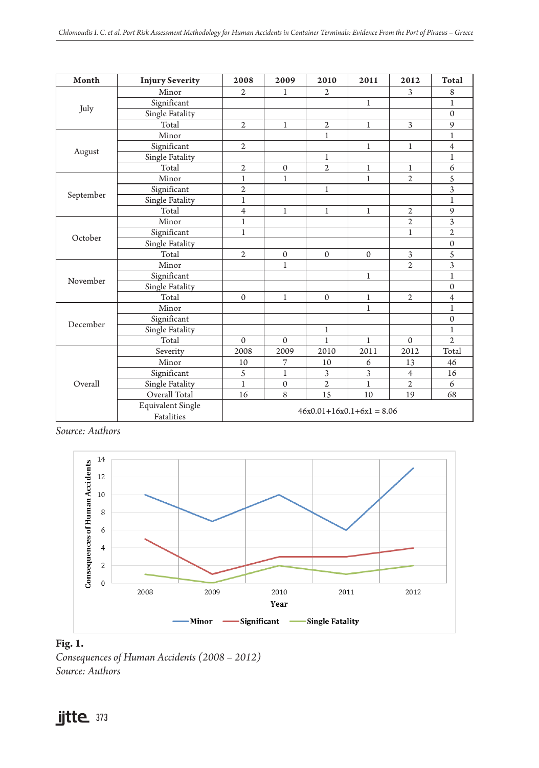| Month | Injury Severity | 2008 | 2009 | 2010 | 2011 | 2012 | Total |
|---|---|---|---|---|---|---|---|
| July | Minor | 2 | 1 | 2 | | 3 | 8 |
| | Significant | | | | 1 | | 1 |
| | Single Fatality | | | | | | 0 |
| | Total | 2 | 1 | 2 | 1 | 3 | 9 |
| August | Minor | | | 1 | | | 1 |
| | Significant | 2 | | | 1 | 1 | 4 |
| | Single Fatality | | | 1 | | | 1 |
| | Total | 2 | 0 | 2 | 1 | 1 | 6 |
| September | Minor | 1 | 1 | | 1 | 2 | 5 |
| | Significant | 2 | | 1 | | | 3 |
| | Single Fatality | 1 | | | | | 1 |
| | Total | 4 | 1 | 1 | 1 | 2 | 9 |
| October | Minor | 1 | | | | 2 | 3 |
| | Significant | 1 | | | | 1 | 2 |
| | Single Fatality | | | | | | 0 |
| | Total | 2 | 0 | 0 | 0 | 3 | 5 |
| November | Minor | | 1 | | | 2 | 3 |
| | Significant | | | | 1 | | 1 |
| | Single Fatality | | | | | | 0 |
| | Total | 0 | 1 | 0 | 1 | 2 | 4 |
| December | Minor | | | | 1 | | 1 |
| | Significant | | | | | | 0 |
| | Single Fatality | | | 1 | | | 1 |
| | Total | 0 | 0 | 1 | 1 | 0 | 2 |
| Overall | Severity | 2008 | 2009 | 2010 | 2011 | 2012 | Total |
| | Minor | 10 | 7 | 10 | 6 | 13 | 46 |
| | Significant | 5 | 1 | 3 | 3 | 4 | 16 |
| | Single Fatality | 1 | 0 | 2 | 1 | 2 | 6 |
| | Overall Total | 16 | 8 | 15 | 10 | 19 | 68 |
| | Equivalent Single Fatalities | $46 \text{x} 0.01+16 \text{x} 0.1+6 \text{x} 1 = 8.06$ | | | | | |

*Source: Authors*

**Fig. 1.**
*Consequences of Human Accidents (2008 – 2012)*
*Source: Authors*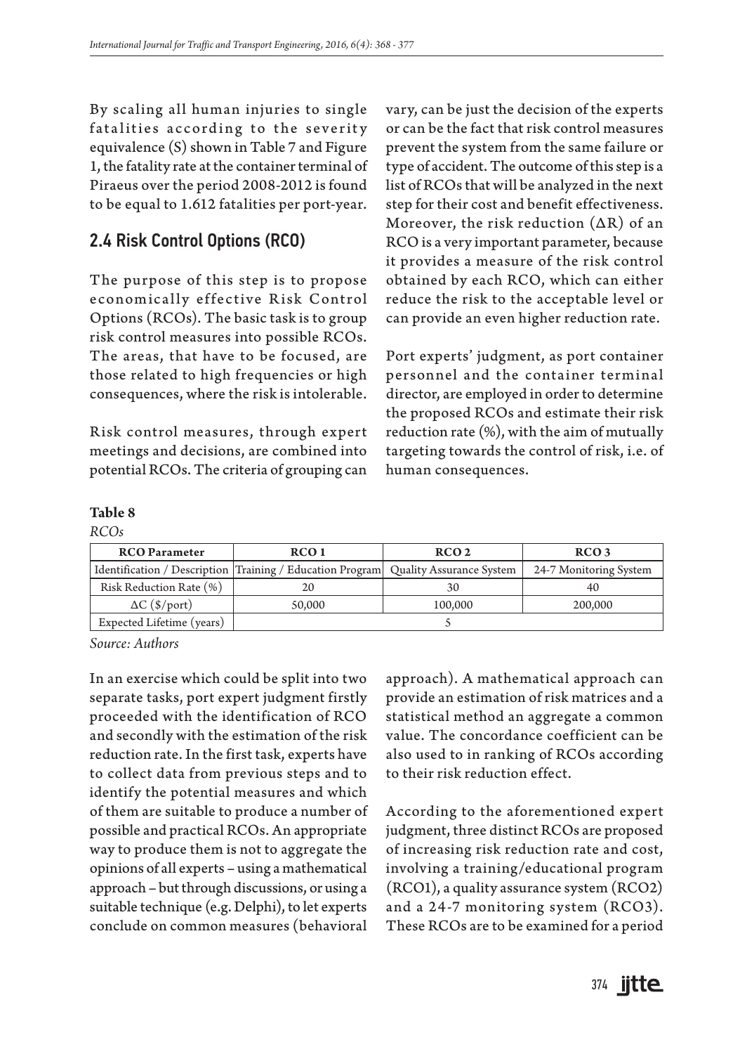By scaling all human injuries to single fatalities according to the severity equivalence (S) shown in Table 7 and Figure 1, the fatality rate at the container terminal of Piraeus over the period 2008-2012 is found to be equal to 1.612 fatalities per port-year.

## 2.4 Risk Control Options (RCO)

The purpose of this step is to propose economically effective Risk Control Options (RCOs). The basic task is to group risk control measures into possible RCOs. The areas, that have to be focused, are those related to high frequencies or high consequences, where the risk is intolerable.

Risk control measures, through expert meetings and decisions, are combined into potential RCOs. The criteria of grouping can vary, can be just the decision of the experts or can be the fact that risk control measures prevent the system from the same failure or type of accident. The outcome of this step is a list of RCOs that will be analyzed in the next step for their cost and benefit effectiveness. Moreover, the risk reduction ($\Delta R$) of an RCO is a very important parameter, because it provides a measure of the risk control obtained by each RCO, which can either reduce the risk to the acceptable level or can provide an even higher reduction rate.

Port experts' judgment, as port container personnel and the container terminal director, are employed in order to determine the proposed RCOs and estimate their risk reduction rate (%), with the aim of mutually targeting towards the control of risk, i.e. of human consequences.

**Table 8**

*RCOs*

| RCO Parameter | RCO 1 | RCO 2 | RCO 3 |
|---|---|---|---|
| Identification / Description | Training / Education Program | Quality Assurance System | 24-7 Monitoring System |
| Risk Reduction Rate (%) | 20 | 30 | 40 |
| $\Delta C$ ($/port) | 50,000 | 100,000 | 200,000 |
| Expected Lifetime (years) | 5 | | |

*Source: Authors*

In an exercise which could be split into two separate tasks, port expert judgment firstly proceeded with the identification of RCO and secondly with the estimation of the risk reduction rate. In the first task, experts have to collect data from previous steps and to identify the potential measures and which of them are suitable to produce a number of possible and practical RCOs. An appropriate way to produce them is not to aggregate the opinions of all experts – using a mathematical approach – but through discussions, or using a suitable technique (e.g. Delphi), to let experts conclude on common measures (behavioral approach). A mathematical approach can provide an estimation of risk matrices and a statistical method an aggregate a common value. The concordance coefficient can be also used to in ranking of RCOs according to their risk reduction effect.

According to the aforementioned expert judgment, three distinct RCOs are proposed of increasing risk reduction rate and cost, involving a training/educational program (RCO1), a quality assurance system (RCO2) and a 24-7 monitoring system (RCO3). These RCOs are to be examined for a period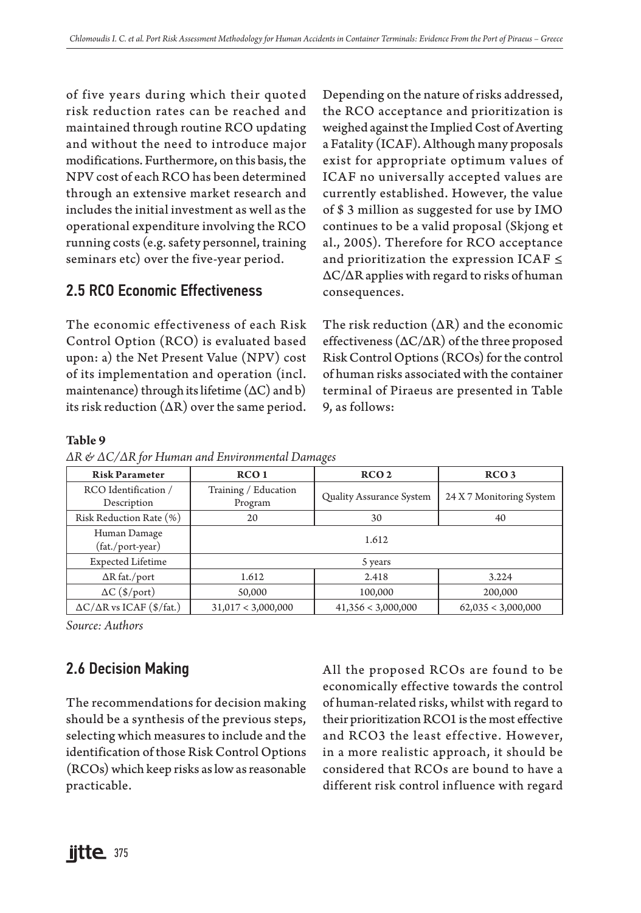of five years during which their quoted risk reduction rates can be reached and maintained through routine RCO updating and without the need to introduce major modifications. Furthermore, on this basis, the NPV cost of each RCO has been determined through an extensive market research and includes the initial investment as well as the operational expenditure involving the RCO running costs (e.g. safety personnel, training seminars etc) over the five-year period.

## 2.5 RCO Economic Effectiveness

The economic effectiveness of each Risk Control Option (RCO) is evaluated based upon: a) the Net Present Value (NPV) cost of its implementation and operation (incl. maintenance) through its lifetime ($\Delta C$) and b) its risk reduction ($\Delta R$) over the same period. Depending on the nature of risks addressed, the RCO acceptance and prioritization is weighed against the Implied Cost of Averting a Fatality (ICAF). Although many proposals exist for appropriate optimum values of ICAF no universally accepted values are currently established. However, the value of \$ 3 million as suggested for use by IMO continues to be a valid proposal (Skjong et al., 2005). Therefore for RCO acceptance and prioritization the expression ICAF $\leq \Delta C/\Delta R$ applies with regard to risks of human consequences.

The risk reduction ($\Delta R$) and the economic effectiveness ($\Delta C/\Delta R$) of the three proposed Risk Control Options (RCOs) for the control of human risks associated with the container terminal of Piraeus are presented in Table 9, as follows:

**Table 9**

*$\Delta R$ & $\Delta C/\Delta R$ for Human and Environmental Damages*

| Risk Parameter | RCO 1 | RCO 2 | RCO 3 |
|---|---|---|---|
| RCO Identification / Description | Training / Education Program | Quality Assurance System | 24 X 7 Monitoring System |
| Risk Reduction Rate (%) | 20 | 30 | 40 |
| Human Damage (fat./port-year) | 1.612 | | |
| Expected Lifetime | 5 years | | |
| $\Delta R$ fat./port | 1.612 | 2.418 | 3.224 |
| $\Delta C$ (\$/port) | 50,000 | 100,000 | 200,000 |
| $\Delta C/\Delta R$ vs ICAF (\$/fat.) | 31,017 < 3,000,000 | 41,356 < 3,000,000 | 62,035 < 3,000,000 |

*Source: Authors*

## 2.6 Decision Making

The recommendations for decision making should be a synthesis of the previous steps, selecting which measures to include and the identification of those Risk Control Options (RCOs) which keep risks as low as reasonable practicable.

All the proposed RCOs are found to be economically effective towards the control of human-related risks, whilst with regard to their prioritization RCO1 is the most effective and RCO3 the least effective. However, in a more realistic approach, it should be considered that RCOs are bound to have a different risk control influence with regard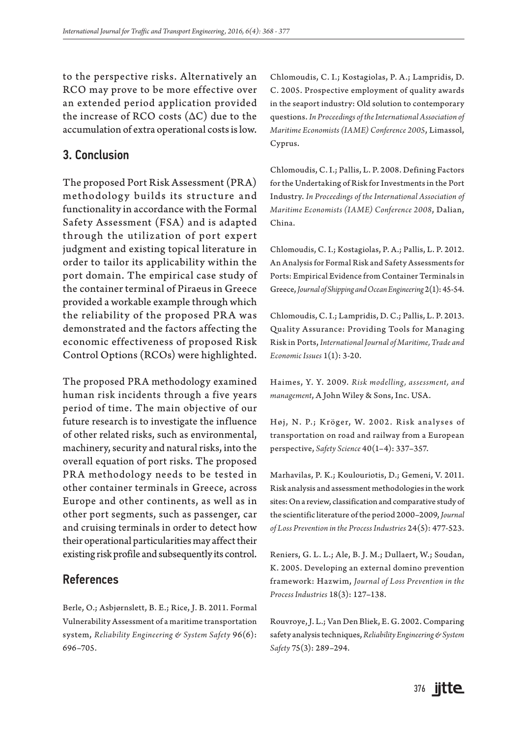to the perspective risks. Alternatively an RCO may prove to be more effective over an extended period application provided the increase of RCO costs ($\Delta C$) due to the accumulation of extra operational costs is low.

## 3. Conclusion

The proposed Port Risk Assessment (PRA) methodology builds its structure and functionality in accordance with the Formal Safety Assessment (FSA) and is adapted through the utilization of port expert judgment and existing topical literature in order to tailor its applicability within the port domain. The empirical case study of the container terminal of Piraeus in Greece provided a workable example through which the reliability of the proposed PRA was demonstrated and the factors affecting the economic effectiveness of proposed Risk Control Options (RCOs) were highlighted.

The proposed PRA methodology examined human risk incidents through a five years period of time. The main objective of our future research is to investigate the influence of other related risks, such as environmental, machinery, security and natural risks, into the overall equation of port risks. The proposed PRA methodology needs to be tested in other container terminals in Greece, across Europe and other continents, as well as in other port segments, such as passenger, car and cruising terminals in order to detect how their operational particularities may affect their existing risk profile and subsequently its control.

## References

Berle, O.; Asbjørnslett, B. E.; Rice, J. B. 2011. Formal Vulnerability Assessment of a maritime transportation system, *Reliability Engineering & System Safety* 96(6): 696–705.

Chlomoudis, C. I.; Kostagiolas, P. A.; Lampridis, D. C. 2005. Prospective employment of quality awards in the seaport industry: Old solution to contemporary questions. *In Proceedings of the International Association of Maritime Economists (IAME) Conference 2005*, Limassol, Cyprus.

Chlomoudis, C. I.; Pallis, L. P. 2008. Defining Factors for the Undertaking of Risk for Investments in the Port Industry. *In Proceedings of the International Association of Maritime Economists (IAME) Conference 2008*, Dalian, China.

Chlomoudis, C. I.; Kostagiolas, P. A.; Pallis, L. P. 2012. An Analysis for Formal Risk and Safety Assessments for Ports: Empirical Evidence from Container Terminals in Greece, *Journal of Shipping and Ocean Engineering* 2(1): 45-54.

Chlomoudis, C. I.; Lampridis, D. C.; Pallis, L. P. 2013. Quality Assurance: Providing Tools for Managing Risk in Ports, *International Journal of Maritime, Trade and Economic Issues* 1(1): 3-20.

Haimes, Y. Y. 2009. *Risk modelling, assessment, and management*, A John Wiley & Sons, Inc. USA.

Høj, N. P.; Kröger, W. 2002. Risk analyses of transportation on road and railway from a European perspective, *Safety Science* 40(1–4): 337–357.

Marhavilas, P. K.; Koulouriotis, D.; Gemeni, V. 2011. Risk analysis and assessment methodologies in the work sites: On a review, classification and comparative study of the scientific literature of the period 2000–2009, *Journal of Loss Prevention in the Process Industries* 24(5): 477-523.

Reniers, G. L. L.; Ale, B. J. M.; Dullaert, W.; Soudan, K. 2005. Developing an external domino prevention framework: Hazwim, *Journal of Loss Prevention in the Process Industries* 18(3): 127–138.

Rouvroye, J. L.; Van Den Bliek, E. G. 2002. Comparing safety analysis techniques, *Reliability Engineering & System Safety* 75(3): 289–294.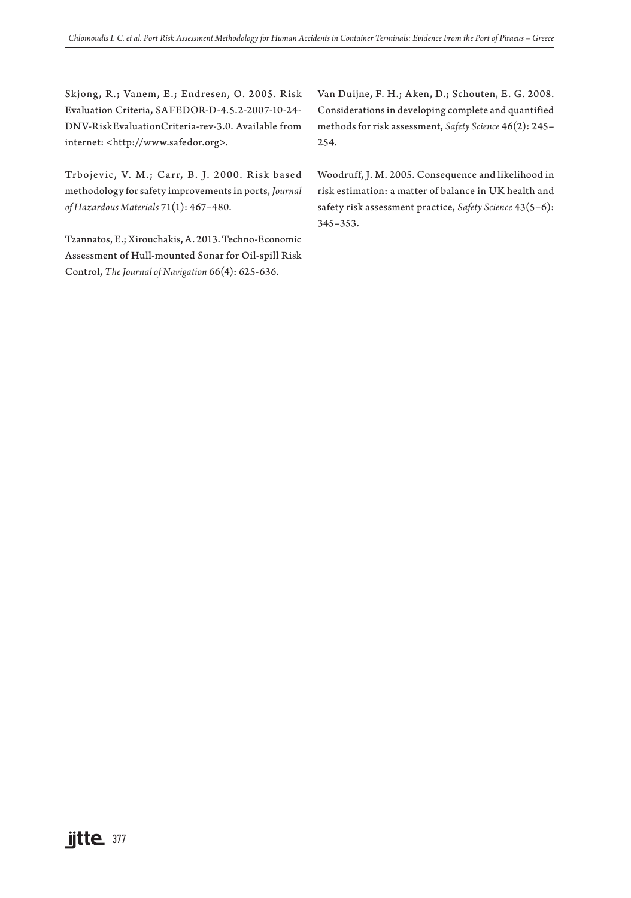Skjong, R.; Vanem, E.; Endresen, O. 2005. Risk Evaluation Criteria, SAFEDOR-D-4.5.2-2007-10-24-DNV-RiskEvaluationCriteria-rev-3.0. Available from internet: <http://www.safedor.org>.

Trbojevic, V. M.; Carr, B. J. 2000. Risk based methodology for safety improvements in ports, *Journal of Hazardous Materials* 71(1): 467–480.

Tzannatos, E.; Xirouchakis, A. 2013. Techno-Economic Assessment of Hull-mounted Sonar for Oil-spill Risk Control, *The Journal of Navigation* 66(4): 625-636.

Van Duijne, F. H.; Aken, D.; Schouten, E. G. 2008. Considerations in developing complete and quantified methods for risk assessment, *Safety Science* 46(2): 245–254.

Woodruff, J. M. 2005. Consequence and likelihood in risk estimation: a matter of balance in UK health and safety risk assessment practice, *Safety Science* 43(5–6): 345–353.